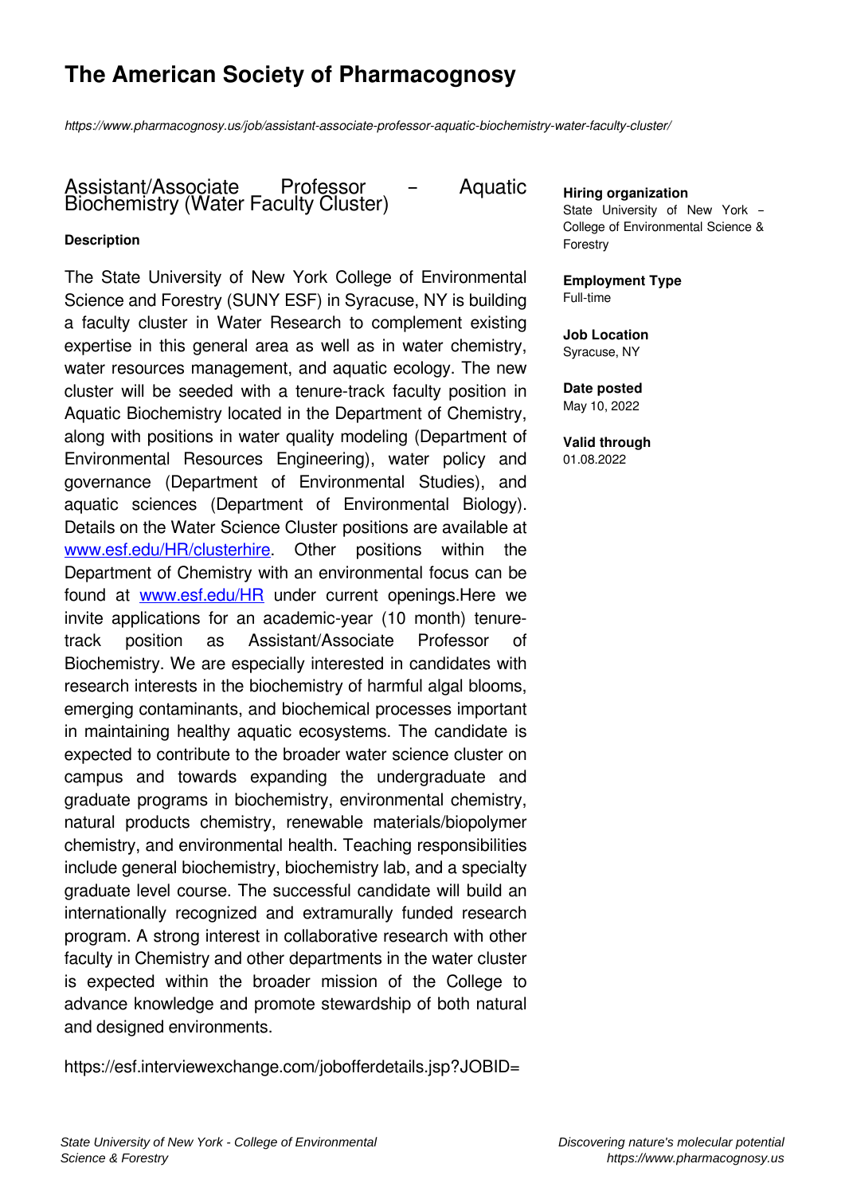# The American Society of Pharmacognosy

*https://www.pharmacognosy.us/job/assistant-associate-professor-aquatic-biochemistry-water-faculty-cluster/*

## Assistant/Associate Professor – Aquatic Biochemistry (Water Faculty Cluster)

**Description**

The State University of New York College of Environmental Science and Forestry (SUNY ESF) in Syracuse, NY is building a faculty cluster in Water Research to complement existing expertise in this general area as well as in water chemistry, water resources management, and aquatic ecology. The new cluster will be seeded with a tenure-track faculty position in Aquatic Biochemistry located in the Department of Chemistry, along with positions in water quality modeling (Department of Environmental Resources Engineering), water policy and governance (Department of Environmental Studies), and aquatic sciences (Department of Environmental Biology). Details on the Water Science Cluster positions are available at [www.esf.edu/HR/clusterhire](www.esf.edu/HR/clusterhire). Other positions within the Department of Chemistry with an environmental focus can be found at [www.esf.edu/HR](www.esf.edu/HR) under current openings.Here we invite applications for an academic-year (10 month) tenure-track position as Assistant/Associate Professor of Biochemistry. We are especially interested in candidates with research interests in the biochemistry of harmful algal blooms, emerging contaminants, and biochemical processes important in maintaining healthy aquatic ecosystems. The candidate is expected to contribute to the broader water science cluster on campus and towards expanding the undergraduate and graduate programs in biochemistry, environmental chemistry, natural products chemistry, renewable materials/biopolymer chemistry, and environmental health. Teaching responsibilities include general biochemistry, biochemistry lab, and a specialty graduate level course. The successful candidate will build an internationally recognized and extramurally funded research program. A strong interest in collaborative research with other faculty in Chemistry and other departments in the water cluster is expected within the broader mission of the College to advance knowledge and promote stewardship of both natural and designed environments.

https://esf.interviewexchange.com/jobofferdetails.jsp?JOBID=

**Hiring organization**
State University of New York – College of Environmental Science & Forestry

**Employment Type**
Full-time

**Job Location**
Syracuse, NY

**Date posted**
May 10, 2022

**Valid through**
01.08.2022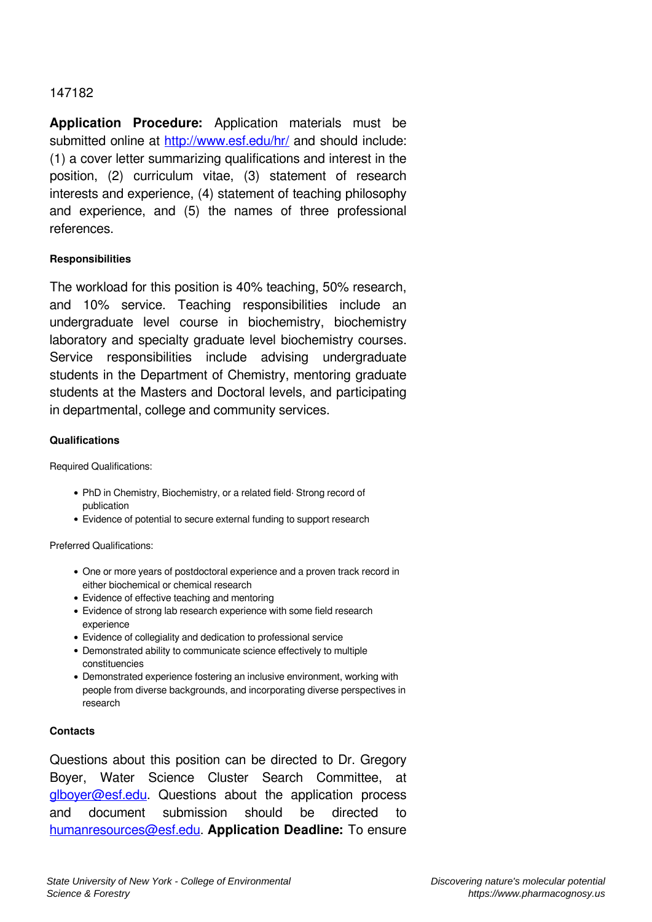147182

**Application Procedure:** Application materials must be submitted online at http://www.esf.edu/hr/ and should include: (1) a cover letter summarizing qualifications and interest in the position, (2) curriculum vitae, (3) statement of research interests and experience, (4) statement of teaching philosophy and experience, and (5) the names of three professional references.

#### Responsibilities

The workload for this position is 40% teaching, 50% research, and 10% service. Teaching responsibilities include an undergraduate level course in biochemistry, biochemistry laboratory and specialty graduate level biochemistry courses. Service responsibilities include advising undergraduate students in the Department of Chemistry, mentoring graduate students at the Masters and Doctoral levels, and participating in departmental, college and community services.

#### Qualifications

Required Qualifications:

- PhD in Chemistry, Biochemistry, or a related field· Strong record of publication
- Evidence of potential to secure external funding to support research

Preferred Qualifications:

- One or more years of postdoctoral experience and a proven track record in either biochemical or chemical research
- Evidence of effective teaching and mentoring
- Evidence of strong lab research experience with some field research experience
- Evidence of collegiality and dedication to professional service
- Demonstrated ability to communicate science effectively to multiple constituencies
- Demonstrated experience fostering an inclusive environment, working with people from diverse backgrounds, and incorporating diverse perspectives in research

#### Contacts

Questions about this position can be directed to Dr. Gregory Boyer, Water Science Cluster Search Committee, at glboyer@esf.edu. Questions about the application process and document submission should be directed to humanresources@esf.edu. **Application Deadline:** To ensure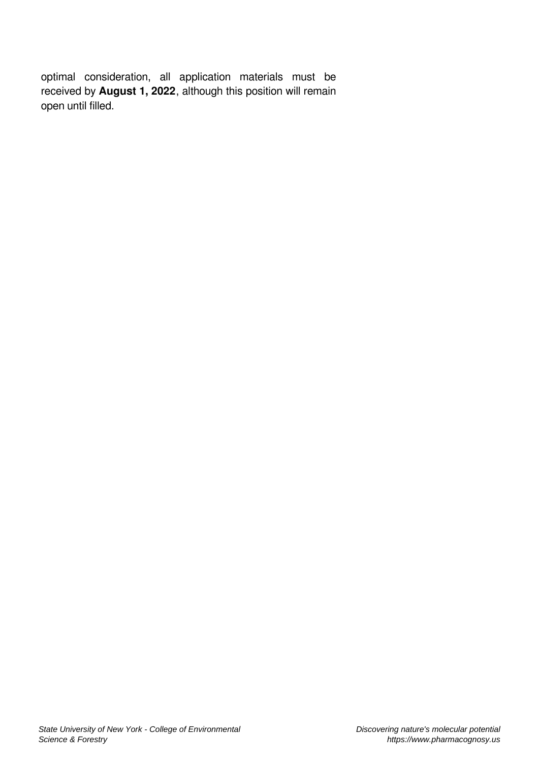optimal consideration, all application materials must be received by **August 1, 2022**, although this position will remain open until filled.